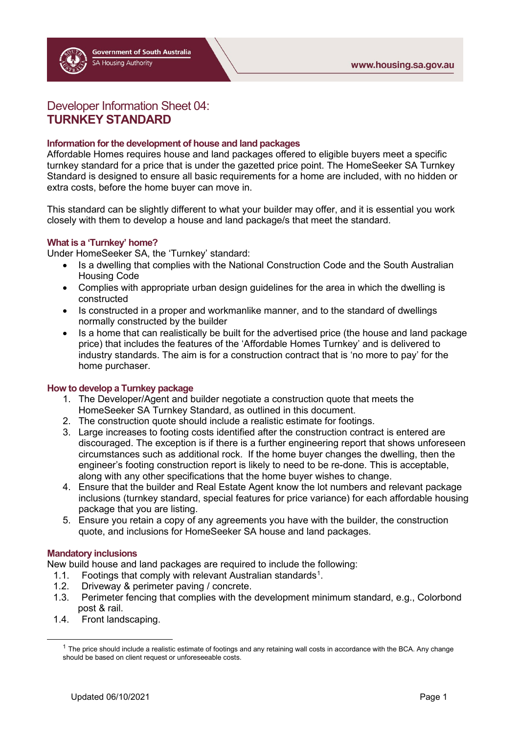# Developer Information Sheet 04: TURNKEY STANDARD

### Information for the development of house and land packages

Affordable Homes requires house and land packages offered to eligible buyers meet a specific turnkey standard for a price that is under the gazetted price point. The HomeSeeker SA Turnkey Standard is designed to ensure all basic requirements for a home are included, with no hidden or extra costs, before the home buyer can move in.

This standard can be slightly different to what your builder may offer, and it is essential you work closely with them to develop a house and land package/s that meet the standard.

### What is a 'Turnkey' home?

Under HomeSeeker SA, the 'Turnkey' standard:

- Is a dwelling that complies with the National Construction Code and the South Australian Housing Code
- Complies with appropriate urban design guidelines for the area in which the dwelling is constructed
- Is constructed in a proper and workmanlike manner, and to the standard of dwellings normally constructed by the builder
- Is a home that can realistically be built for the advertised price (the house and land package price) that includes the features of the 'Affordable Homes Turnkey' and is delivered to industry standards. The aim is for a construction contract that is 'no more to pay' for the home purchaser.

### How to develop a Turnkey package

1. The Developer/Agent and builder negotiate a construction quote that meets the HomeSeeker SA Turnkey Standard, as outlined in this document.
2. The construction quote should include a realistic estimate for footings.
3. Large increases to footing costs identified after the construction contract is entered are discouraged. The exception is if there is a further engineering report that shows unforeseen circumstances such as additional rock. If the home buyer changes the dwelling, then the engineer's footing construction report is likely to need to be re-done. This is acceptable, along with any other specifications that the home buyer wishes to change.
4. Ensure that the builder and Real Estate Agent know the lot numbers and relevant package inclusions (turnkey standard, special features for price variance) for each affordable housing package that you are listing.
5. Ensure you retain a copy of any agreements you have with the builder, the construction quote, and inclusions for HomeSeeker SA house and land packages.

### Mandatory inclusions

New build house and land packages are required to include the following:

1.1. Footings that comply with relevant Australian standards[1].
1.2. Driveway & perimeter paving / concrete.
1.3. Perimeter fencing that complies with the development minimum standard, e.g., Colorbond post & rail.
1.4. Front landscaping.

---

[1] The price should include a realistic estimate of footings and any retaining wall costs in accordance with the BCA. Any change should be based on client request or unforeseeable costs.

Updated 06/10/2021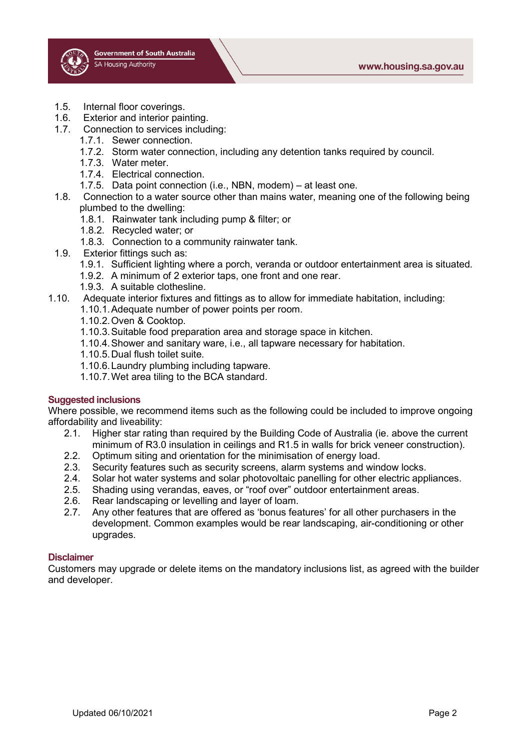- 1.5. Internal floor coverings.
- 1.6. Exterior and interior painting.
- 1.7. Connection to services including:
  - 1.7.1. Sewer connection.
  - 1.7.2. Storm water connection, including any detention tanks required by council.
  - 1.7.3. Water meter.
  - 1.7.4. Electrical connection.
  - 1.7.5. Data point connection (i.e., NBN, modem) – at least one.
- 1.8. Connection to a water source other than mains water, meaning one of the following being plumbed to the dwelling:
  - 1.8.1. Rainwater tank including pump & filter; or
  - 1.8.2. Recycled water; or
  - 1.8.3. Connection to a community rainwater tank.
- 1.9. Exterior fittings such as:
  - 1.9.1. Sufficient lighting where a porch, veranda or outdoor entertainment area is situated.
  - 1.9.2. A minimum of 2 exterior taps, one front and one rear.
  - 1.9.3. A suitable clothesline.
- 1.10. Adequate interior fixtures and fittings as to allow for immediate habitation, including:
  - 1.10.1. Adequate number of power points per room.
  - 1.10.2. Oven & Cooktop.
  - 1.10.3. Suitable food preparation area and storage space in kitchen.
  - 1.10.4. Shower and sanitary ware, i.e., all tapware necessary for habitation.
  - 1.10.5. Dual flush toilet suite.
  - 1.10.6. Laundry plumbing including tapware.
  - 1.10.7. Wet area tiling to the BCA standard.

## Suggested inclusions

Where possible, we recommend items such as the following could be included to improve ongoing affordability and liveability:

- 2.1. Higher star rating than required by the Building Code of Australia (ie. above the current minimum of R3.0 insulation in ceilings and R1.5 in walls for brick veneer construction).
- 2.2. Optimum siting and orientation for the minimisation of energy load.
- 2.3. Security features such as security screens, alarm systems and window locks.
- 2.4. Solar hot water systems and solar photovoltaic panelling for other electric appliances.
- 2.5. Shading using verandas, eaves, or "roof over" outdoor entertainment areas.
- 2.6. Rear landscaping or levelling and layer of loam.
- 2.7. Any other features that are offered as 'bonus features' for all other purchasers in the development. Common examples would be rear landscaping, air-conditioning or other upgrades.

## Disclaimer

Customers may upgrade or delete items on the mandatory inclusions list, as agreed with the builder and developer.

Updated 06/10/2021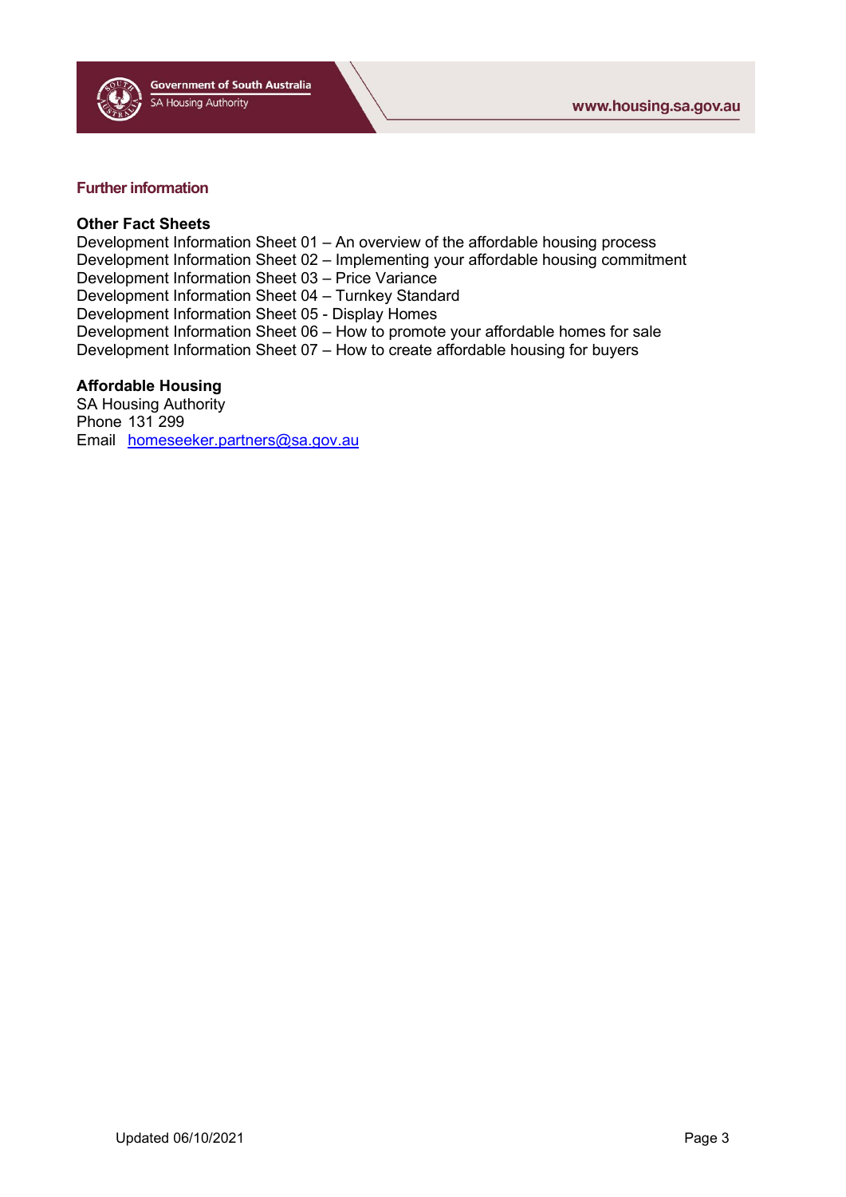## Further information

**Other Fact Sheets**

Development Information Sheet 01 – An overview of the affordable housing process
Development Information Sheet 02 – Implementing your affordable housing commitment
Development Information Sheet 03 – Price Variance
Development Information Sheet 04 – Turnkey Standard
Development Information Sheet 05 - Display Homes
Development Information Sheet 06 – How to promote your affordable homes for sale
Development Information Sheet 07 – How to create affordable housing for buyers

**Affordable Housing**
SA Housing Authority
Phone 131 299
Email homeseeker.partners@sa.gov.au

Updated 06/10/2021